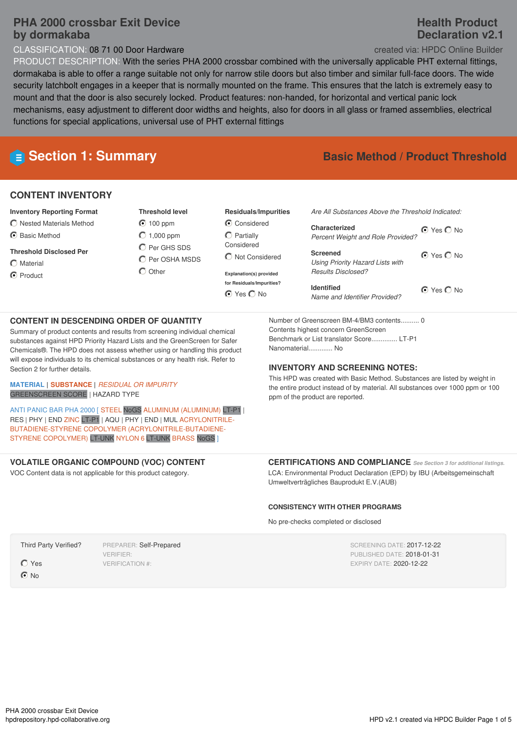# PHA 2000 crossbar Exit Device by dormakaba

**Health Product Declaration v2.1**

created via: HPDC Online Builder

CLASSIFICATION: 08 71 00 Door Hardware

PRODUCT DESCRIPTION: With the series PHA 2000 crossbar combined with the universally applicable PHT external fittings, dormakaba is able to offer a range suitable not only for narrow stile doors but also timber and similar full-face doors. The wide security latchbolt engages in a keeper that is normally mounted on the frame. This ensures that the latch is extremely easy to mount and that the door is also securely locked. Product features: non-handed, for horizontal and vertical panic lock mechanisms, easy adjustment to different door widths and heights, also for doors in all glass or framed assemblies, electrical functions for special applications, universal use of PHT external fittings

## Section 1: Summary

**Basic Method / Product Threshold**

### CONTENT INVENTORY

**Inventory Reporting Format**
- ○ Nested Materials Method
- ● Basic Method

**Threshold Disclosed Per**
- ○ Material
- ● Product

**Threshold level**
- ● 100 ppm
- ○ 1,000 ppm
- ○ Per GHS SDS
- ○ Per OSHA MSDS
- ○ Other

**Residuals/Impurities**
- ● Considered
- ○ Partially Considered
- ○ Not Considered

**Explanation(s) provided for Residuals/Impurities?**
● Yes ○ No

*Are All Substances Above the Threshold Indicated:*

**Characterized** *Percent Weight and Role Provided?* ● Yes ○ No

**Screened** *Using Priority Hazard Lists with Results Disclosed?* ● Yes ○ No

**Identified** *Name and Identifier Provided?* ● Yes ○ No

### CONTENT IN DESCENDING ORDER OF QUANTITY

Summary of product contents and results from screening individual chemical substances against HPD Priority Hazard Lists and the GreenScreen for Safer Chemicals®. The HPD does not assess whether using or handling this product will expose individuals to its chemical substances or any health risk. Refer to Section 2 for further details.

MATERIAL | SUBSTANCE | *RESIDUAL OR IMPURITY*
GREENSCREEN SCORE | HAZARD TYPE

ANTI PANIC BAR PHA 2000 [ STEEL NoGS ALUMINUM (ALUMINUM) LT-P1 | RES | PHY | END ZINC LT-P1 | AQU | PHY | END | MUL ACRYLONITRILE-BUTADIENE-STYRENE COPOLYMER (ACRYLONITRILE-BUTADIENE-STYRENE COPOLYMER) LT-UNK NYLON 6 LT-UNK BRASS NoGS ]

Number of Greenscreen BM-4/BM3 contents.......... 0

Contents highest concern GreenScreen Benchmark or List translator Score.............. LT-P1

Nanomaterial............. No

### INVENTORY AND SCREENING NOTES:

This HPD was created with Basic Method. Substances are listed by weight in the entire product instead of by material. All substances over 1000 ppm or 100 ppm of the product are reported.

### VOLATILE ORGANIC COMPOUND (VOC) CONTENT

VOC Content data is not applicable for this product category.

### CERTIFICATIONS AND COMPLIANCE

*See Section 3 for additional listings.*

LCA: Environmental Product Declaration (EPD) by IBU (Arbeitsgemeinschaft Umweltverträgliches Bauprodukt E.V.(AUB)

#### CONSISTENCY WITH OTHER PROGRAMS

No pre-checks completed or disclosed

Third Party Verified?
- ○ Yes
- ● No

PREPARER: Self-Prepared
VERIFIER:
VERIFICATION #:

SCREENING DATE: 2017-12-22
PUBLISHED DATE: 2018-01-31
EXPIRY DATE: 2020-12-22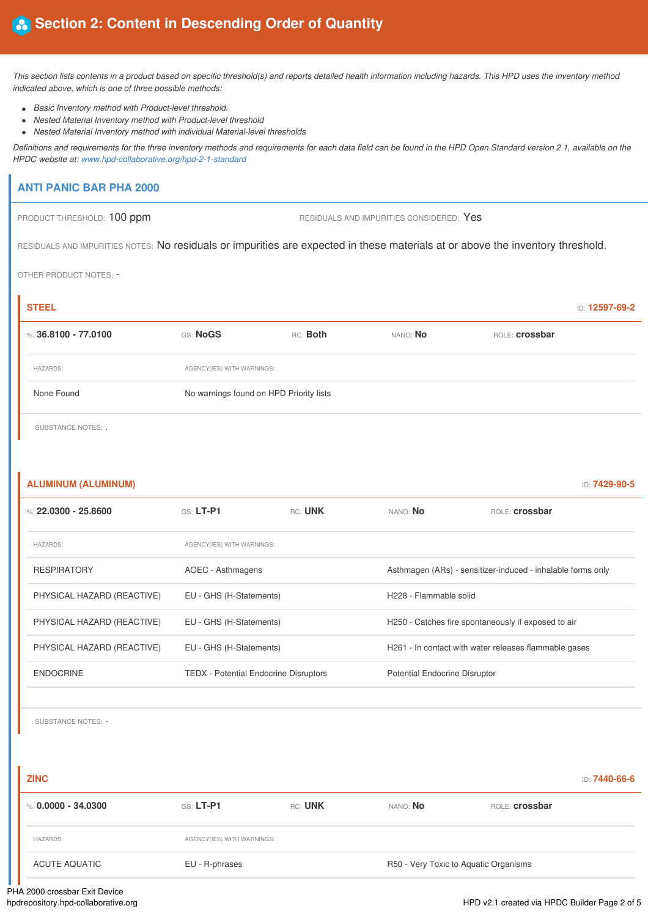## Section 2: Content in Descending Order of Quantity

*This section lists contents in a product based on specific threshold(s) and reports detailed health information including hazards. This HPD uses the inventory method indicated above, which is one of three possible methods:*

- *Basic Inventory method with Product-level threshold.*
- *Nested Material Inventory method with Product-level threshold*
- *Nested Material Inventory method with individual Material-level thresholds*

*Definitions and requirements for the three inventory methods and requirements for each data field can be found in the HPD Open Standard version 2.1, available on the HPDC website at: www.hpd-collaborative.org/hpd-2-1-standard*

### ANTI PANIC BAR PHA 2000

PRODUCT THRESHOLD: 100 ppm

RESIDUALS AND IMPURITIES CONSIDERED: Yes

RESIDUALS AND IMPURITIES NOTES: No residuals or impurities are expected in these materials at or above the inventory threshold.

OTHER PRODUCT NOTES: -

#### STEEL

ID: **12597-69-2**

| %: **36.8100 - 77.0100** | GS: **NoGS** | RC: **Both** | NANO: **No** | ROLE: **crossbar** |
|---|---|---|---|---|

| HAZARDS: | AGENCY(IES) WITH WARNINGS: |
|---|---|
| None Found | No warnings found on HPD Priority lists |

SUBSTANCE NOTES: .

#### ALUMINUM (ALUMINUM)

ID: **7429-90-5**

| %: **22.0300 - 25.8600** | GS: **LT-P1** | RC: **UNK** | NANO: **No** | ROLE: **crossbar** |
|---|---|---|---|---|

| HAZARDS: | AGENCY(IES) WITH WARNINGS: | |
|---|---|---|
| RESPIRATORY | AOEC - Asthmagens | Asthmagen (ARs) - sensitizer-induced - inhalable forms only |
| PHYSICAL HAZARD (REACTIVE) | EU - GHS (H-Statements) | H228 - Flammable solid |
| PHYSICAL HAZARD (REACTIVE) | EU - GHS (H-Statements) | H250 - Catches fire spontaneously if exposed to air |
| PHYSICAL HAZARD (REACTIVE) | EU - GHS (H-Statements) | H261 - In contact with water releases flammable gases |
| ENDOCRINE | TEDX - Potential Endocrine Disruptors | Potential Endocrine Disruptor |

SUBSTANCE NOTES: -

#### ZINC

ID: **7440-66-6**

| %: **0.0000 - 34.0300** | GS: **LT-P1** | RC: **UNK** | NANO: **No** | ROLE: **crossbar** |
|---|---|---|---|---|

| HAZARDS: | AGENCY(IES) WITH WARNINGS: | |
|---|---|---|
| ACUTE AQUATIC | EU - R-phrases | R50 - Very Toxic to Aquatic Organisms |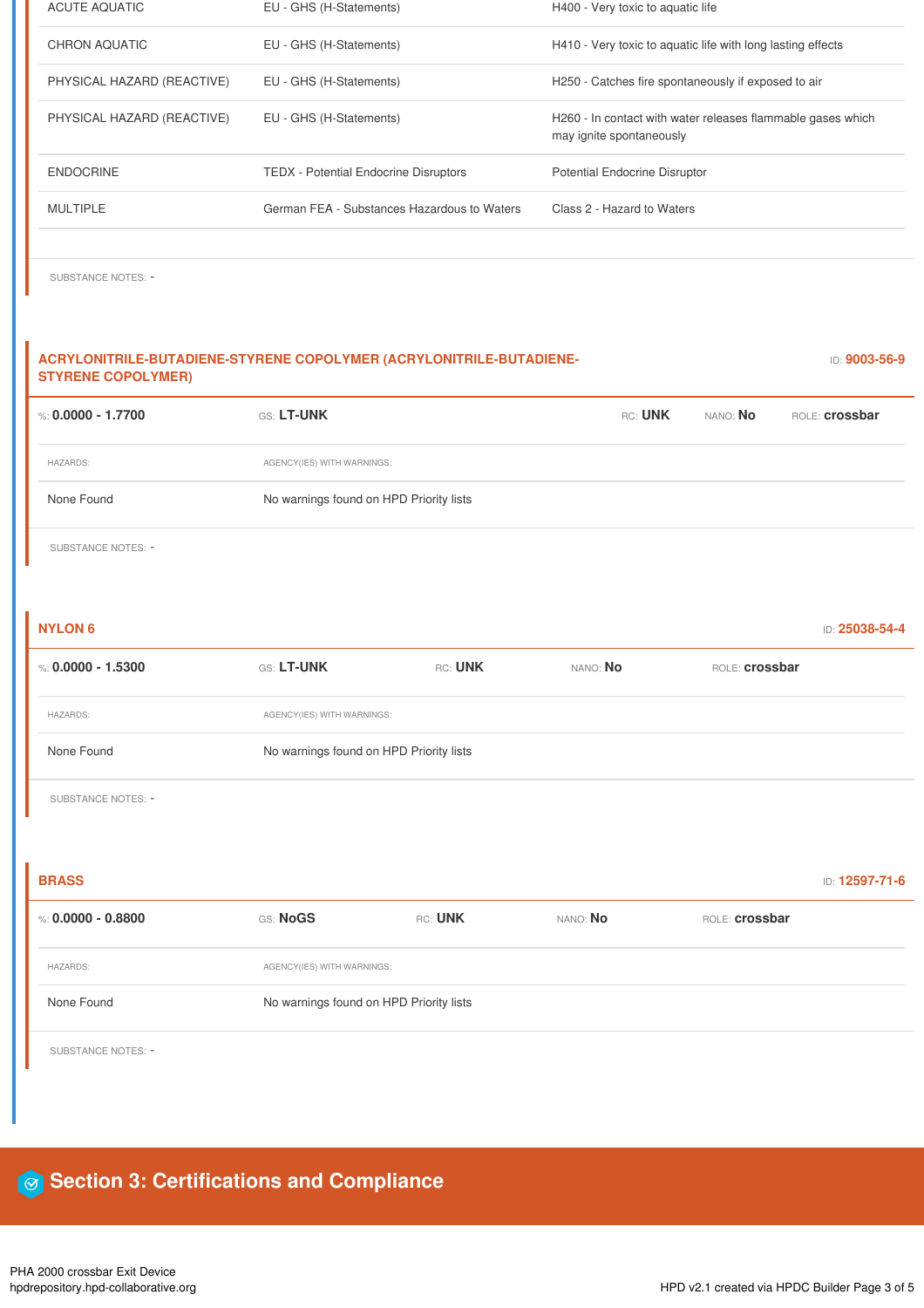| | | |
|---|---|---|
| ACUTE AQUATIC | EU - GHS (H-Statements) | H400 - Very toxic to aquatic life |
| CHRON AQUATIC | EU - GHS (H-Statements) | H410 - Very toxic to aquatic life with long lasting effects |
| PHYSICAL HAZARD (REACTIVE) | EU - GHS (H-Statements) | H250 - Catches fire spontaneously if exposed to air |
| PHYSICAL HAZARD (REACTIVE) | EU - GHS (H-Statements) | H260 - In contact with water releases flammable gases which may ignite spontaneously |
| ENDOCRINE | TEDX - Potential Endocrine Disruptors | Potential Endocrine Disruptor |
| MULTIPLE | German FEA - Substances Hazardous to Waters | Class 2 - Hazard to Waters |

SUBSTANCE NOTES: -

### ACRYLONITRILE-BUTADIENE-STYRENE COPOLYMER (ACRYLONITRILE-BUTADIENE-STYRENE COPOLYMER)

ID: **9003-56-9**

%: **0.0000 - 1.7700** GS: **LT-UNK** RC: **UNK** NANO: **No** ROLE: **crossbar**

| HAZARDS: | AGENCY(IES) WITH WARNINGS: |
|---|---|
| None Found | No warnings found on HPD Priority lists |

SUBSTANCE NOTES: -

### NYLON 6

ID: **25038-54-4**

%: **0.0000 - 1.5300** GS: **LT-UNK** RC: **UNK** NANO: **No** ROLE: **crossbar**

| HAZARDS: | AGENCY(IES) WITH WARNINGS: |
|---|---|
| None Found | No warnings found on HPD Priority lists |

SUBSTANCE NOTES: -

### BRASS

ID: **12597-71-6**

%: **0.0000 - 0.8800** GS: **NoGS** RC: **UNK** NANO: **No** ROLE: **crossbar**

| HAZARDS: | AGENCY(IES) WITH WARNINGS: |
|---|---|
| None Found | No warnings found on HPD Priority lists |

SUBSTANCE NOTES: -

## Section 3: Certifications and Compliance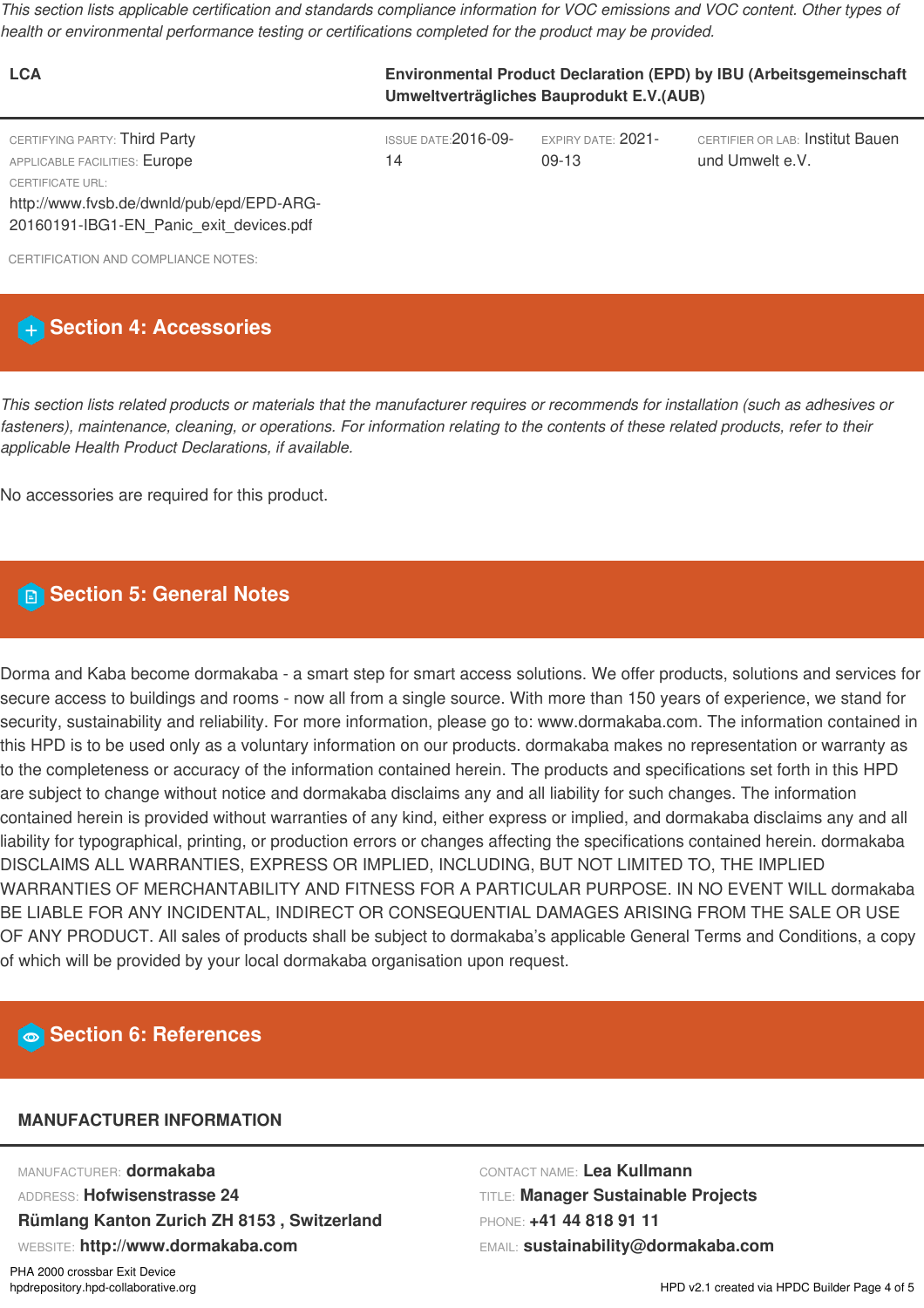*This section lists applicable certification and standards compliance information for VOC emissions and VOC content. Other types of health or environmental performance testing or certifications completed for the product may be provided.*

| LCA | Environmental Product Declaration (EPD) by IBU (Arbeitsgemeinschaft Umweltverträgliches Bauprodukt E.V.(AUB) | | |
|---|---|---|---|
| CERTIFYING PARTY: Third Party<br>APPLICABLE FACILITIES: Europe<br>CERTIFICATE URL:<br>http://www.fvsb.de/dwnld/pub/epd/EPD-ARG-20160191-IBG1-EN_Panic_exit_devices.pdf | ISSUE DATE: 2016-09-14 | EXPIRY DATE: 2021-09-13 | CERTIFIER OR LAB: Institut Bauen und Umwelt e.V. |

CERTIFICATION AND COMPLIANCE NOTES:

## Section 4: Accessories

*This section lists related products or materials that the manufacturer requires or recommends for installation (such as adhesives or fasteners), maintenance, cleaning, or operations. For information relating to the contents of these related products, refer to their applicable Health Product Declarations, if available.*

No accessories are required for this product.

## Section 5: General Notes

Dorma and Kaba become dormakaba - a smart step for smart access solutions. We offer products, solutions and services for secure access to buildings and rooms - now all from a single source. With more than 150 years of experience, we stand for security, sustainability and reliability. For more information, please go to: www.dormakaba.com. The information contained in this HPD is to be used only as a voluntary information on our products. dormakaba makes no representation or warranty as to the completeness or accuracy of the information contained herein. The products and specifications set forth in this HPD are subject to change without notice and dormakaba disclaims any and all liability for such changes. The information contained herein is provided without warranties of any kind, either express or implied, and dormakaba disclaims any and all liability for typographical, printing, or production errors or changes affecting the specifications contained herein. dormakaba DISCLAIMS ALL WARRANTIES, EXPRESS OR IMPLIED, INCLUDING, BUT NOT LIMITED TO, THE IMPLIED WARRANTIES OF MERCHANTABILITY AND FITNESS FOR A PARTICULAR PURPOSE. IN NO EVENT WILL dormakaba BE LIABLE FOR ANY INCIDENTAL, INDIRECT OR CONSEQUENTIAL DAMAGES ARISING FROM THE SALE OR USE OF ANY PRODUCT. All sales of products shall be subject to dormakaba's applicable General Terms and Conditions, a copy of which will be provided by your local dormakaba organisation upon request.

## Section 6: References

### MANUFACTURER INFORMATION

MANUFACTURER: **dormakaba**
ADDRESS: **Hofwisenstrasse 24**
**Rümlang Kanton Zurich ZH 8153 , Switzerland**
WEBSITE: **http://www.dormakaba.com**

CONTACT NAME: **Lea Kullmann**
TITLE: **Manager Sustainable Projects**
PHONE: **+41 44 818 91 11**
EMAIL: **sustainability@dormakaba.com**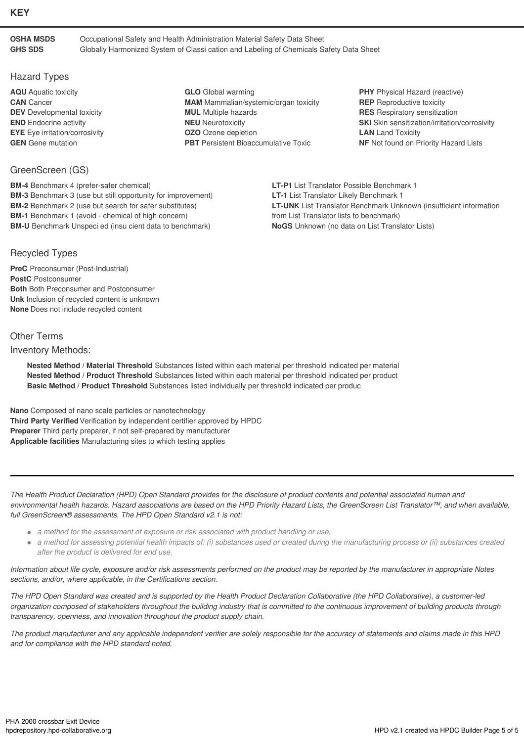# KEY

**OSHA MSDS** Occupational Safety and Health Administration Material Safety Data Sheet
**GHS SDS** Globally Harmonized System of Classi cation and Labeling of Chemicals Safety Data Sheet

## Hazard Types

**AQU** Aquatic toxicity
**CAN** Cancer
**DEV** Developmental toxicity
**END** Endocrine activity
**EYE** Eye irritation/corrosivity
**GEN** Gene mutation
**GLO** Global warming
**MAM** Mammalian/systemic/organ toxicity
**MUL** Multiple hazards
**NEU** Neurotoxicity
**OZO** Ozone depletion
**PBT** Persistent Bioaccumulative Toxic
**PHY** Physical Hazard (reactive)
**REP** Reproductive toxicity
**RES** Respiratory sensitization
**SKI** Skin sensitization/irritation/corrosivity
**LAN** Land Toxicity
**NF** Not found on Priority Hazard Lists

## GreenScreen (GS)

**BM-4** Benchmark 4 (prefer-safer chemical)
**BM-3** Benchmark 3 (use but still opportunity for improvement)
**BM-2** Benchmark 2 (use but search for safer substitutes)
**BM-1** Benchmark 1 (avoid - chemical of high concern)
**BM-U** Benchmark Unspeci ed (insu cient data to benchmark)
**LT-P1** List Translator Possible Benchmark 1
**LT-1** List Translator Likely Benchmark 1
**LT-UNK** List Translator Benchmark Unknown (insufficient information from List Translator lists to benchmark)
**NoGS** Unknown (no data on List Translator Lists)

## Recycled Types

**PreC** Preconsumer (Post-Industrial)
**PostC** Postconsumer
**Both** Both Preconsumer and Postconsumer
**Unk** Inclusion of recycled content is unknown
**None** Does not include recycled content

## Other Terms

### Inventory Methods:

**Nested Method** / **Material Threshold** Substances listed within each material per threshold indicated per material
**Nested Method** / **Product Threshold** Substances listed within each material per threshold indicated per product
**Basic Method** / **Product Threshold** Substances listed individually per threshold indicated per produc

**Nano** Composed of nano scale particles or nanotechnology
**Third Party Verified** Verification by independent certifier approved by HPDC
**Preparer** Third party preparer, if not self-prepared by manufacturer
**Applicable facilities** Manufacturing sites to which testing applies

---

*The Health Product Declaration (HPD) Open Standard provides for the disclosure of product contents and potential associated human and environmental health hazards. Hazard associations are based on the HPD Priority Hazard Lists, the GreenScreen List Translator™, and when available, full GreenScreen® assessments. The HPD Open Standard v2.1 is not:*

- *a method for the assessment of exposure or risk associated with product handling or use,*
- *a method for assessing potential health impacts of: (i) substances used or created during the manufacturing process or (ii) substances created after the product is delivered for end use.*

*Information about life cycle, exposure and/or risk assessments performed on the product may be reported by the manufacturer in appropriate Notes sections, and/or, where applicable, in the Certifications section.*

*The HPD Open Standard was created and is supported by the Health Product Declaration Collaborative (the HPD Collaborative), a customer-led organization composed of stakeholders throughout the building industry that is committed to the continuous improvement of building products through transparency, openness, and innovation throughout the product supply chain.*

*The product manufacturer and any applicable independent verifier are solely responsible for the accuracy of statements and claims made in this HPD and for compliance with the HPD standard noted.*